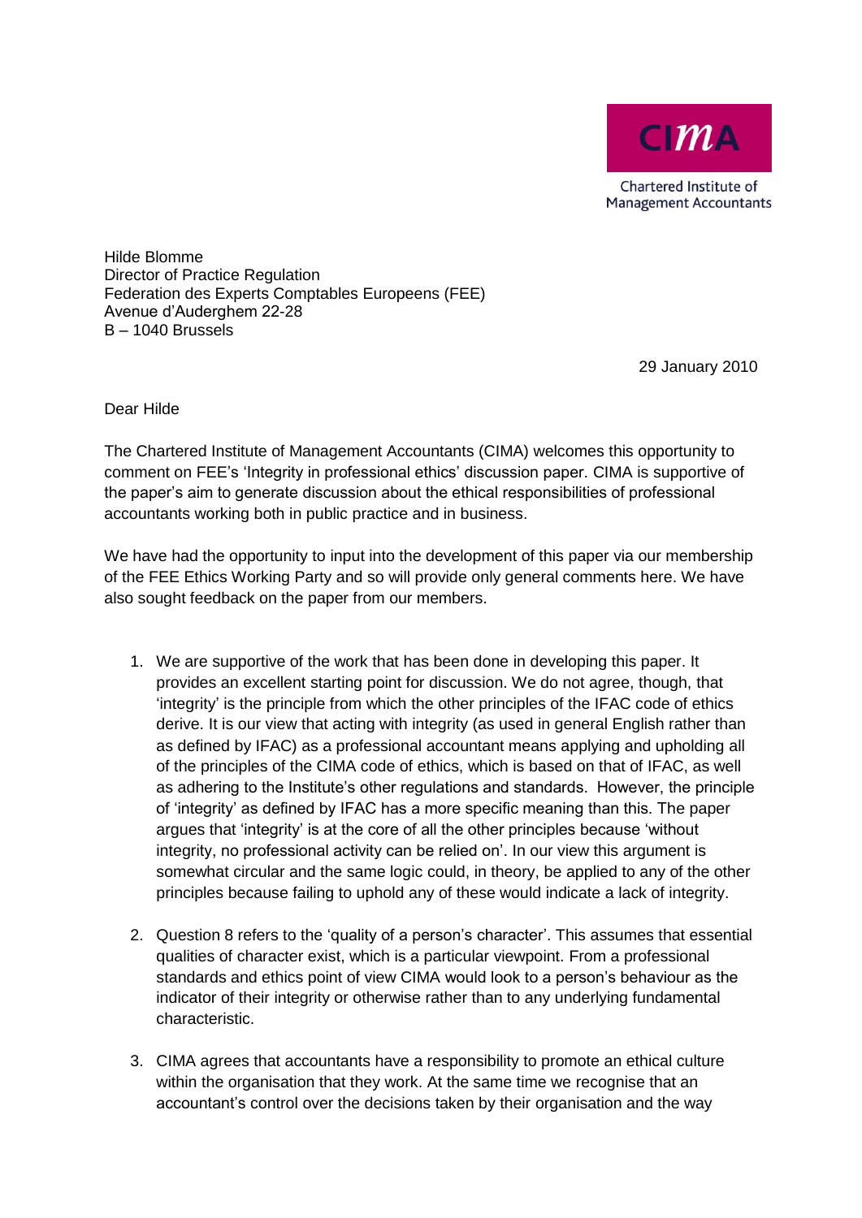CIMA

Chartered Institute of Management Accountants

Hilde Blomme
Director of Practice Regulation
Federation des Experts Comptables Europeens (FEE)
Avenue d'Auderghem 22-28
B – 1040 Brussels

29 January 2010

Dear Hilde

The Chartered Institute of Management Accountants (CIMA) welcomes this opportunity to comment on FEE's 'Integrity in professional ethics' discussion paper. CIMA is supportive of the paper's aim to generate discussion about the ethical responsibilities of professional accountants working both in public practice and in business.

We have had the opportunity to input into the development of this paper via our membership of the FEE Ethics Working Party and so will provide only general comments here. We have also sought feedback on the paper from our members.

1. We are supportive of the work that has been done in developing this paper. It provides an excellent starting point for discussion. We do not agree, though, that 'integrity' is the principle from which the other principles of the IFAC code of ethics derive. It is our view that acting with integrity (as used in general English rather than as defined by IFAC) as a professional accountant means applying and upholding all of the principles of the CIMA code of ethics, which is based on that of IFAC, as well as adhering to the Institute's other regulations and standards. However, the principle of 'integrity' as defined by IFAC has a more specific meaning than this. The paper argues that 'integrity' is at the core of all the other principles because 'without integrity, no professional activity can be relied on'. In our view this argument is somewhat circular and the same logic could, in theory, be applied to any of the other principles because failing to uphold any of these would indicate a lack of integrity.

2. Question 8 refers to the 'quality of a person's character'. This assumes that essential qualities of character exist, which is a particular viewpoint. From a professional standards and ethics point of view CIMA would look to a person's behaviour as the indicator of their integrity or otherwise rather than to any underlying fundamental characteristic.

3. CIMA agrees that accountants have a responsibility to promote an ethical culture within the organisation that they work. At the same time we recognise that an accountant's control over the decisions taken by their organisation and the way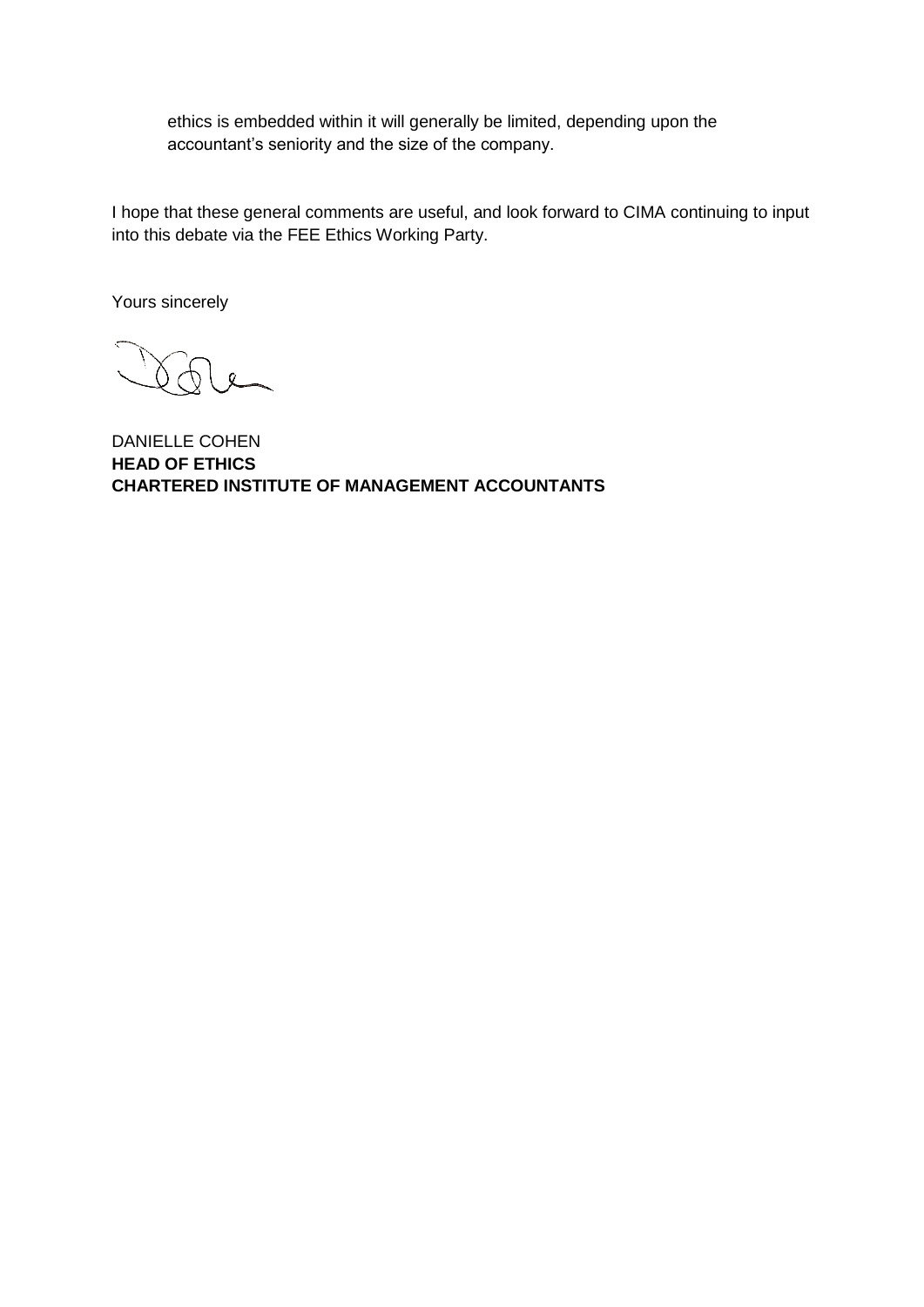ethics is embedded within it will generally be limited, depending upon the accountant's seniority and the size of the company.

I hope that these general comments are useful, and look forward to CIMA continuing to input into this debate via the FEE Ethics Working Party.

Yours sincerely

DANIELLE COHEN
**HEAD OF ETHICS**
**CHARTERED INSTITUTE OF MANAGEMENT ACCOUNTANTS**